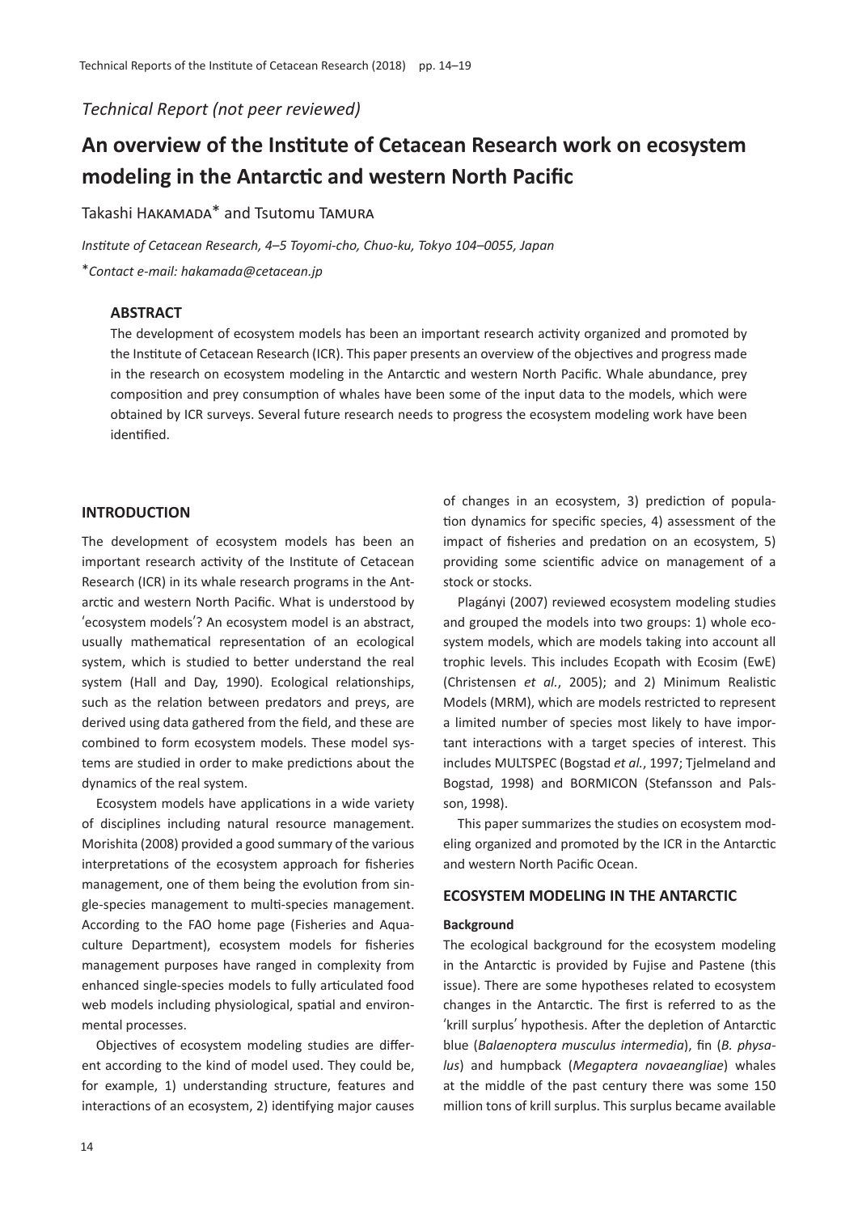*Technical Report (not peer reviewed)*

# An overview of the Institute of Cetacean Research work on ecosystem modeling in the Antarctic and western North Pacific

Takashi Hakamada* and Tsutomu Tamura

*Institute of Cetacean Research, 4–5 Toyomi-cho, Chuo-ku, Tokyo 104–0055, Japan*

*\*Contact e-mail: hakamada@cetacean.jp*

### ABSTRACT

The development of ecosystem models has been an important research activity organized and promoted by the Institute of Cetacean Research (ICR). This paper presents an overview of the objectives and progress made in the research on ecosystem modeling in the Antarctic and western North Pacific. Whale abundance, prey composition and prey consumption of whales have been some of the input data to the models, which were obtained by ICR surveys. Several future research needs to progress the ecosystem modeling work have been identified.

## INTRODUCTION

The development of ecosystem models has been an important research activity of the Institute of Cetacean Research (ICR) in its whale research programs in the Antarctic and western North Pacific. What is understood by 'ecosystem models'? An ecosystem model is an abstract, usually mathematical representation of an ecological system, which is studied to better understand the real system (Hall and Day, 1990). Ecological relationships, such as the relation between predators and preys, are derived using data gathered from the field, and these are combined to form ecosystem models. These model systems are studied in order to make predictions about the dynamics of the real system.

Ecosystem models have applications in a wide variety of disciplines including natural resource management. Morishita (2008) provided a good summary of the various interpretations of the ecosystem approach for fisheries management, one of them being the evolution from single-species management to multi-species management. According to the FAO home page (Fisheries and Aquaculture Department), ecosystem models for fisheries management purposes have ranged in complexity from enhanced single-species models to fully articulated food web models including physiological, spatial and environmental processes.

Objectives of ecosystem modeling studies are different according to the kind of model used. They could be, for example, 1) understanding structure, features and interactions of an ecosystem, 2) identifying major causes of changes in an ecosystem, 3) prediction of population dynamics for specific species, 4) assessment of the impact of fisheries and predation on an ecosystem, 5) providing some scientific advice on management of a stock or stocks.

Plagányi (2007) reviewed ecosystem modeling studies and grouped the models into two groups: 1) whole ecosystem models, which are models taking into account all trophic levels. This includes Ecopath with Ecosim (EwE) (Christensen *et al.*, 2005); and 2) Minimum Realistic Models (MRM), which are models restricted to represent a limited number of species most likely to have important interactions with a target species of interest. This includes MULTSPEC (Bogstad *et al.*, 1997; Tjelmeland and Bogstad, 1998) and BORMICON (Stefansson and Palsson, 1998).

This paper summarizes the studies on ecosystem modeling organized and promoted by the ICR in the Antarctic and western North Pacific Ocean.

## ECOSYSTEM MODELING IN THE ANTARCTIC

### Background

The ecological background for the ecosystem modeling in the Antarctic is provided by Fujise and Pastene (this issue). There are some hypotheses related to ecosystem changes in the Antarctic. The first is referred to as the 'krill surplus' hypothesis. After the depletion of Antarctic blue (*Balaenoptera musculus intermedia*), fin (*B. physalus*) and humpback (*Megaptera novaeangliae*) whales at the middle of the past century there was some 150 million tons of krill surplus. This surplus became available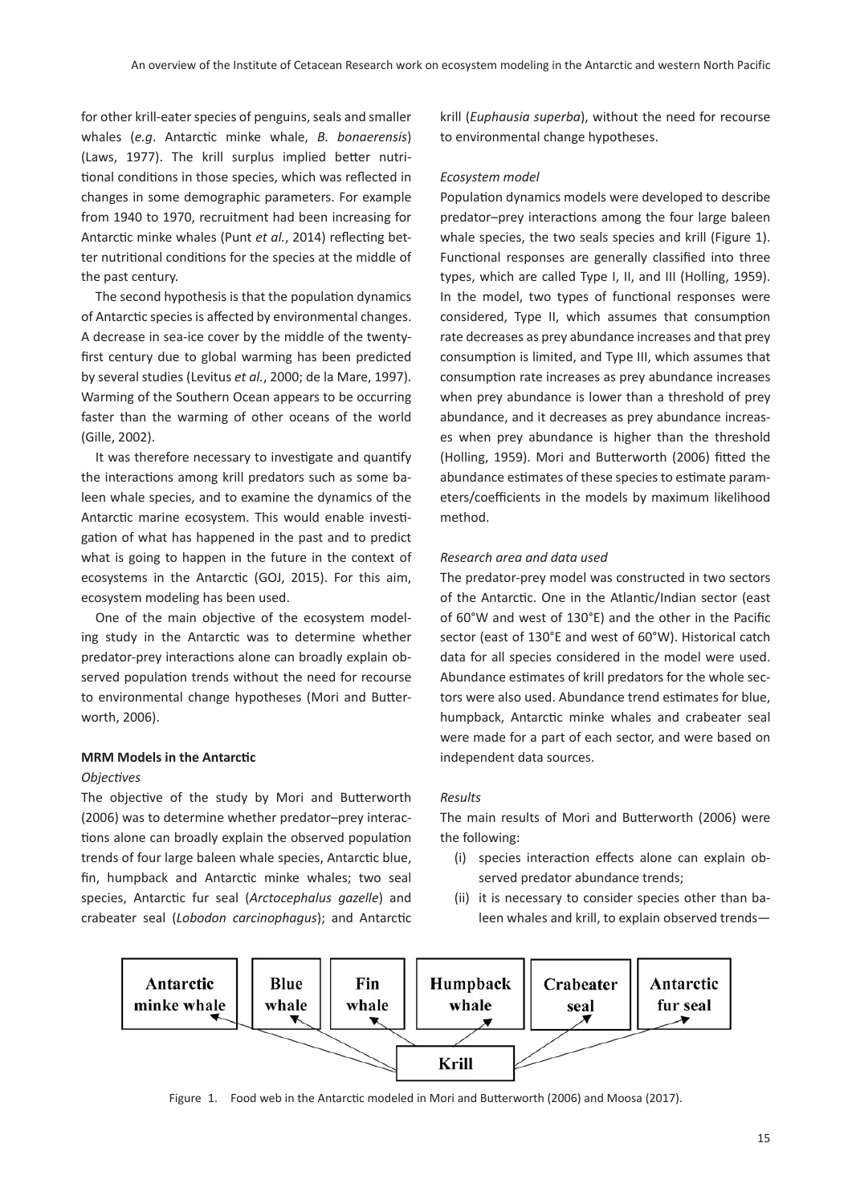for other krill-eater species of penguins, seals and smaller whales (*e.g*. Antarctic minke whale, *B. bonaerensis*) (Laws, 1977). The krill surplus implied better nutritional conditions in those species, which was reflected in changes in some demographic parameters. For example from 1940 to 1970, recruitment had been increasing for Antarctic minke whales (Punt *et al.*, 2014) reflecting better nutritional conditions for the species at the middle of the past century.

The second hypothesis is that the population dynamics of Antarctic species is affected by environmental changes. A decrease in sea-ice cover by the middle of the twenty-first century due to global warming has been predicted by several studies (Levitus *et al.*, 2000; de la Mare, 1997). Warming of the Southern Ocean appears to be occurring faster than the warming of other oceans of the world (Gille, 2002).

It was therefore necessary to investigate and quantify the interactions among krill predators such as some baleen whale species, and to examine the dynamics of the Antarctic marine ecosystem. This would enable investigation of what has happened in the past and to predict what is going to happen in the future in the context of ecosystems in the Antarctic (GOJ, 2015). For this aim, ecosystem modeling has been used.

One of the main objective of the ecosystem modeling study in the Antarctic was to determine whether predator-prey interactions alone can broadly explain observed population trends without the need for recourse to environmental change hypotheses (Mori and Butterworth, 2006).

**MRM Models in the Antarctic**

*Objectives*

The objective of the study by Mori and Butterworth (2006) was to determine whether predator–prey interactions alone can broadly explain the observed population trends of four large baleen whale species, Antarctic blue, fin, humpback and Antarctic minke whales; two seal species, Antarctic fur seal (*Arctocephalus gazelle*) and crabeater seal (*Lobodon carcinophagus*); and Antarctic krill (*Euphausia superba*), without the need for recourse to environmental change hypotheses.

*Ecosystem model*

Population dynamics models were developed to describe predator–prey interactions among the four large baleen whale species, the two seals species and krill (Figure 1). Functional responses are generally classified into three types, which are called Type I, II, and III (Holling, 1959). In the model, two types of functional responses were considered, Type II, which assumes that consumption rate decreases as prey abundance increases and that prey consumption is limited, and Type III, which assumes that consumption rate increases as prey abundance increases when prey abundance is lower than a threshold of prey abundance, and it decreases as prey abundance increases when prey abundance is higher than the threshold (Holling, 1959). Mori and Butterworth (2006) fitted the abundance estimates of these species to estimate parameters/coefficients in the models by maximum likelihood method.

*Research area and data used*

The predator-prey model was constructed in two sectors of the Antarctic. One in the Atlantic/Indian sector (east of 60°W and west of 130°E) and the other in the Pacific sector (east of 130°E and west of 60°W). Historical catch data for all species considered in the model were used. Abundance estimates of krill predators for the whole sectors were also used. Abundance trend estimates for blue, humpback, Antarctic minke whales and crabeater seal were made for a part of each sector, and were based on independent data sources.

*Results*

The main results of Mori and Butterworth (2006) were the following:

(i) species interaction effects alone can explain observed predator abundance trends;

(ii) it is necessary to consider species other than baleen whales and krill, to explain observed trends—

Figure 1. Food web in the Antarctic modeled in Mori and Butterworth (2006) and Moosa (2017).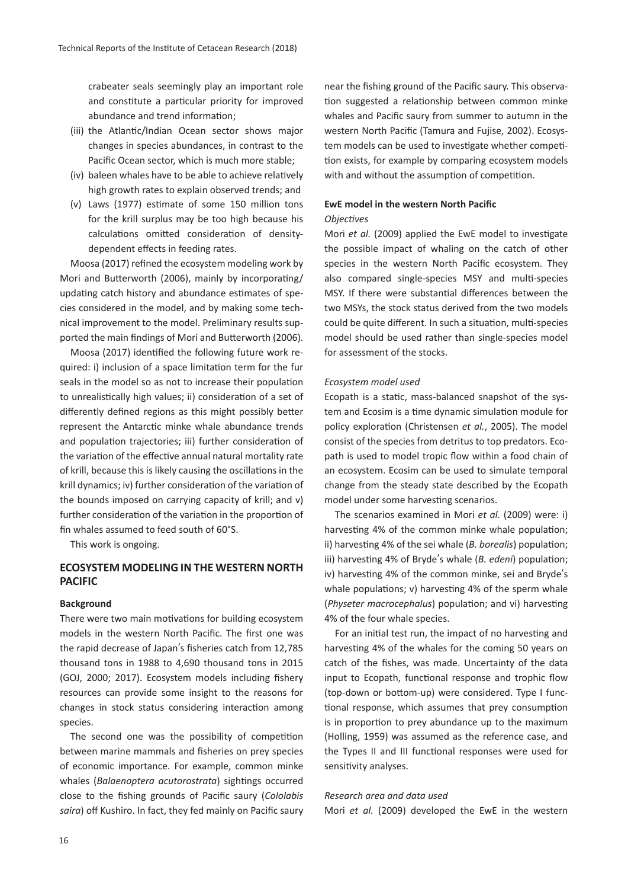crabeater seals seemingly play an important role and constitute a particular priority for improved abundance and trend information;

(iii) the Atlantic/Indian Ocean sector shows major changes in species abundances, in contrast to the Pacific Ocean sector, which is much more stable;

(iv) baleen whales have to be able to achieve relatively high growth rates to explain observed trends; and

(v) Laws (1977) estimate of some 150 million tons for the krill surplus may be too high because his calculations omitted consideration of density-dependent effects in feeding rates.

Moosa (2017) refined the ecosystem modeling work by Mori and Butterworth (2006), mainly by incorporating/updating catch history and abundance estimates of species considered in the model, and by making some technical improvement to the model. Preliminary results supported the main findings of Mori and Butterworth (2006).

Moosa (2017) identified the following future work required: i) inclusion of a space limitation term for the fur seals in the model so as not to increase their population to unrealistically high values; ii) consideration of a set of differently defined regions as this might possibly better represent the Antarctic minke whale abundance trends and population trajectories; iii) further consideration of the variation of the effective annual natural mortality rate of krill, because this is likely causing the oscillations in the krill dynamics; iv) further consideration of the variation of the bounds imposed on carrying capacity of krill; and v) further consideration of the variation in the proportion of fin whales assumed to feed south of 60°S.

This work is ongoing.

## ECOSYSTEM MODELING IN THE WESTERN NORTH PACIFIC

### Background

There were two main motivations for building ecosystem models in the western North Pacific. The first one was the rapid decrease of Japan's fisheries catch from 12,785 thousand tons in 1988 to 4,690 thousand tons in 2015 (GOJ, 2000; 2017). Ecosystem models including fishery resources can provide some insight to the reasons for changes in stock status considering interaction among species.

The second one was the possibility of competition between marine mammals and fisheries on prey species of economic importance. For example, common minke whales (*Balaenoptera acutorostrata*) sightings occurred close to the fishing grounds of Pacific saury (*Cololabis saira*) off Kushiro. In fact, they fed mainly on Pacific saury near the fishing ground of the Pacific saury. This observation suggested a relationship between common minke whales and Pacific saury from summer to autumn in the western North Pacific (Tamura and Fujise, 2002). Ecosystem models can be used to investigate whether competition exists, for example by comparing ecosystem models with and without the assumption of competition.

### EwE model in the western North Pacific

*Objectives*

Mori *et al.* (2009) applied the EwE model to investigate the possible impact of whaling on the catch of other species in the western North Pacific ecosystem. They also compared single-species MSY and multi-species MSY. If there were substantial differences between the two MSYs, the stock status derived from the two models could be quite different. In such a situation, multi-species model should be used rather than single-species model for assessment of the stocks.

*Ecosystem model used*

Ecopath is a static, mass-balanced snapshot of the system and Ecosim is a time dynamic simulation module for policy exploration (Christensen *et al.*, 2005). The model consist of the species from detritus to top predators. Ecopath is used to model tropic flow within a food chain of an ecosystem. Ecosim can be used to simulate temporal change from the steady state described by the Ecopath model under some harvesting scenarios.

The scenarios examined in Mori *et al.* (2009) were: i) harvesting 4% of the common minke whale population; ii) harvesting 4% of the sei whale (*B. borealis*) population; iii) harvesting 4% of Bryde's whale (*B. edeni*) population; iv) harvesting 4% of the common minke, sei and Bryde's whale populations; v) harvesting 4% of the sperm whale (*Physeter macrocephalus*) population; and vi) harvesting 4% of the four whale species.

For an initial test run, the impact of no harvesting and harvesting 4% of the whales for the coming 50 years on catch of the fishes, was made. Uncertainty of the data input to Ecopath, functional response and trophic flow (top-down or bottom-up) were considered. Type I functional response, which assumes that prey consumption is in proportion to prey abundance up to the maximum (Holling, 1959) was assumed as the reference case, and the Types II and III functional responses were used for sensitivity analyses.

*Research area and data used*

Mori *et al.* (2009) developed the EwE in the western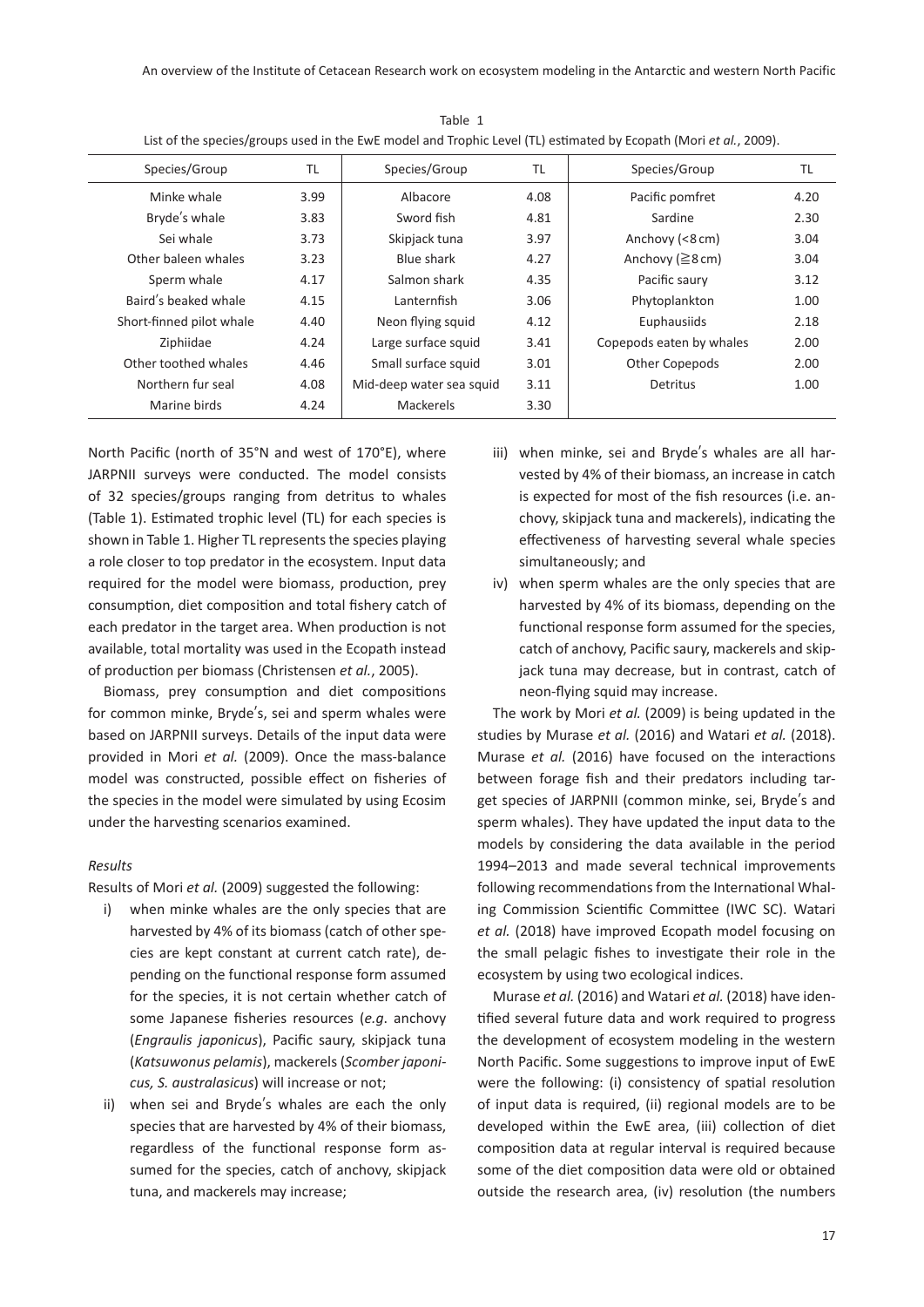Table 1
List of the species/groups used in the EwE model and Trophic Level (TL) estimated by Ecopath (Mori *et al.*, 2009).

| Species/Group | TL | Species/Group | TL | Species/Group | TL |
|---|---|---|---|---|---|
| Minke whale | 3.99 | Albacore | 4.08 | Pacific pomfret | 4.20 |
| Bryde's whale | 3.83 | Sword fish | 4.81 | Sardine | 2.30 |
| Sei whale | 3.73 | Skipjack tuna | 3.97 | Anchovy (<8 cm) | 3.04 |
| Other baleen whales | 3.23 | Blue shark | 4.27 | Anchovy (≧8 cm) | 3.04 |
| Sperm whale | 4.17 | Salmon shark | 4.35 | Pacific saury | 3.12 |
| Baird's beaked whale | 4.15 | Lanternfish | 3.06 | Phytoplankton | 1.00 |
| Short-finned pilot whale | 4.40 | Neon flying squid | 4.12 | Euphausiids | 2.18 |
| Ziphiidae | 4.24 | Large surface squid | 3.41 | Copepods eaten by whales | 2.00 |
| Other toothed whales | 4.46 | Small surface squid | 3.01 | Other Copepods | 2.00 |
| Northern fur seal | 4.08 | Mid-deep water sea squid | 3.11 | Detritus | 1.00 |
| Marine birds | 4.24 | Mackerels | 3.30 | | |

North Pacific (north of 35°N and west of 170°E), where JARPNII surveys were conducted. The model consists of 32 species/groups ranging from detritus to whales (Table 1). Estimated trophic level (TL) for each species is shown in Table 1. Higher TL represents the species playing a role closer to top predator in the ecosystem. Input data required for the model were biomass, production, prey consumption, diet composition and total fishery catch of each predator in the target area. When production is not available, total mortality was used in the Ecopath instead of production per biomass (Christensen *et al.*, 2005).

Biomass, prey consumption and diet compositions for common minke, Bryde's, sei and sperm whales were based on JARPNII surveys. Details of the input data were provided in Mori *et al.* (2009). Once the mass-balance model was constructed, possible effect on fisheries of the species in the model were simulated by using Ecosim under the harvesting scenarios examined.

*Results*

Results of Mori *et al.* (2009) suggested the following:

i) when minke whales are the only species that are harvested by 4% of its biomass (catch of other species are kept constant at current catch rate), depending on the functional response form assumed for the species, it is not certain whether catch of some Japanese fisheries resources (*e.g*. anchovy (*Engraulis japonicus*), Pacific saury, skipjack tuna (*Katsuwonus pelamis*), mackerels (*Scomber japonicus, S. australasicus*) will increase or not;

ii) when sei and Bryde's whales are each the only species that are harvested by 4% of their biomass, regardless of the functional response form assumed for the species, catch of anchovy, skipjack tuna, and mackerels may increase;

iii) when minke, sei and Bryde's whales are all harvested by 4% of their biomass, an increase in catch is expected for most of the fish resources (i.e. anchovy, skipjack tuna and mackerels), indicating the effectiveness of harvesting several whale species simultaneously; and

iv) when sperm whales are the only species that are harvested by 4% of its biomass, depending on the functional response form assumed for the species, catch of anchovy, Pacific saury, mackerels and skipjack tuna may decrease, but in contrast, catch of neon-flying squid may increase.

The work by Mori *et al.* (2009) is being updated in the studies by Murase *et al.* (2016) and Watari *et al.* (2018). Murase *et al.* (2016) have focused on the interactions between forage fish and their predators including target species of JARPNII (common minke, sei, Bryde's and sperm whales). They have updated the input data to the models by considering the data available in the period 1994–2013 and made several technical improvements following recommendations from the International Whaling Commission Scientific Committee (IWC SC). Watari *et al.* (2018) have improved Ecopath model focusing on the small pelagic fishes to investigate their role in the ecosystem by using two ecological indices.

Murase *et al.* (2016) and Watari *et al.* (2018) have identified several future data and work required to progress the development of ecosystem modeling in the western North Pacific. Some suggestions to improve input of EwE were the following: (i) consistency of spatial resolution of input data is required, (ii) regional models are to be developed within the EwE area, (iii) collection of diet composition data at regular interval is required because some of the diet composition data were old or obtained outside the research area, (iv) resolution (the numbers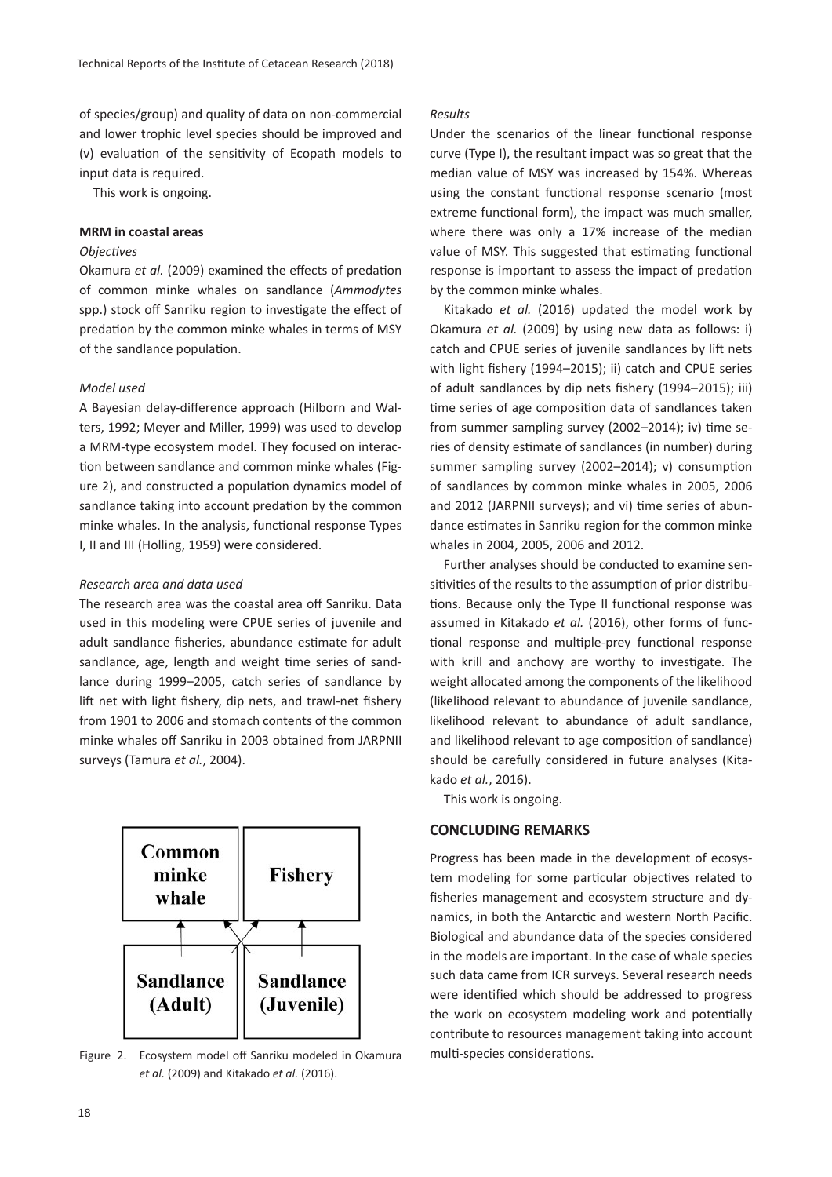of species/group) and quality of data on non-commercial and lower trophic level species should be improved and (v) evaluation of the sensitivity of Ecopath models to input data is required.

This work is ongoing.

**MRM in coastal areas**

*Objectives*

Okamura *et al.* (2009) examined the effects of predation of common minke whales on sandlance (*Ammodytes* spp.) stock off Sanriku region to investigate the effect of predation by the common minke whales in terms of MSY of the sandlance population.

*Model used*

A Bayesian delay-difference approach (Hilborn and Walters, 1992; Meyer and Miller, 1999) was used to develop a MRM-type ecosystem model. They focused on interaction between sandlance and common minke whales (Figure 2), and constructed a population dynamics model of sandlance taking into account predation by the common minke whales. In the analysis, functional response Types I, II and III (Holling, 1959) were considered.

*Research area and data used*

The research area was the coastal area off Sanriku. Data used in this modeling were CPUE series of juvenile and adult sandlance fisheries, abundance estimate for adult sandlance, age, length and weight time series of sandlance during 1999–2005, catch series of sandlance by lift net with light fishery, dip nets, and trawl-net fishery from 1901 to 2006 and stomach contents of the common minke whales off Sanriku in 2003 obtained from JARPNII surveys (Tamura *et al.*, 2004).

Figure 2. Ecosystem model off Sanriku modeled in Okamura *et al.* (2009) and Kitakado *et al.* (2016).

*Results*

Under the scenarios of the linear functional response curve (Type I), the resultant impact was so great that the median value of MSY was increased by 154%. Whereas using the constant functional response scenario (most extreme functional form), the impact was much smaller, where there was only a 17% increase of the median value of MSY. This suggested that estimating functional response is important to assess the impact of predation by the common minke whales.

Kitakado *et al.* (2016) updated the model work by Okamura *et al.* (2009) by using new data as follows: i) catch and CPUE series of juvenile sandlances by lift nets with light fishery (1994–2015); ii) catch and CPUE series of adult sandlances by dip nets fishery (1994–2015); iii) time series of age composition data of sandlances taken from summer sampling survey (2002–2014); iv) time series of density estimate of sandlances (in number) during summer sampling survey (2002–2014); v) consumption of sandlances by common minke whales in 2005, 2006 and 2012 (JARPNII surveys); and vi) time series of abundance estimates in Sanriku region for the common minke whales in 2004, 2005, 2006 and 2012.

Further analyses should be conducted to examine sensitivities of the results to the assumption of prior distributions. Because only the Type II functional response was assumed in Kitakado *et al.* (2016), other forms of functional response and multiple-prey functional response with krill and anchovy are worthy to investigate. The weight allocated among the components of the likelihood (likelihood relevant to abundance of juvenile sandlance, likelihood relevant to abundance of adult sandlance, and likelihood relevant to age composition of sandlance) should be carefully considered in future analyses (Kitakado *et al.*, 2016).

This work is ongoing.

## CONCLUDING REMARKS

Progress has been made in the development of ecosystem modeling for some particular objectives related to fisheries management and ecosystem structure and dynamics, in both the Antarctic and western North Pacific. Biological and abundance data of the species considered in the models are important. In the case of whale species such data came from ICR surveys. Several research needs were identified which should be addressed to progress the work on ecosystem modeling work and potentially contribute to resources management taking into account multi-species considerations.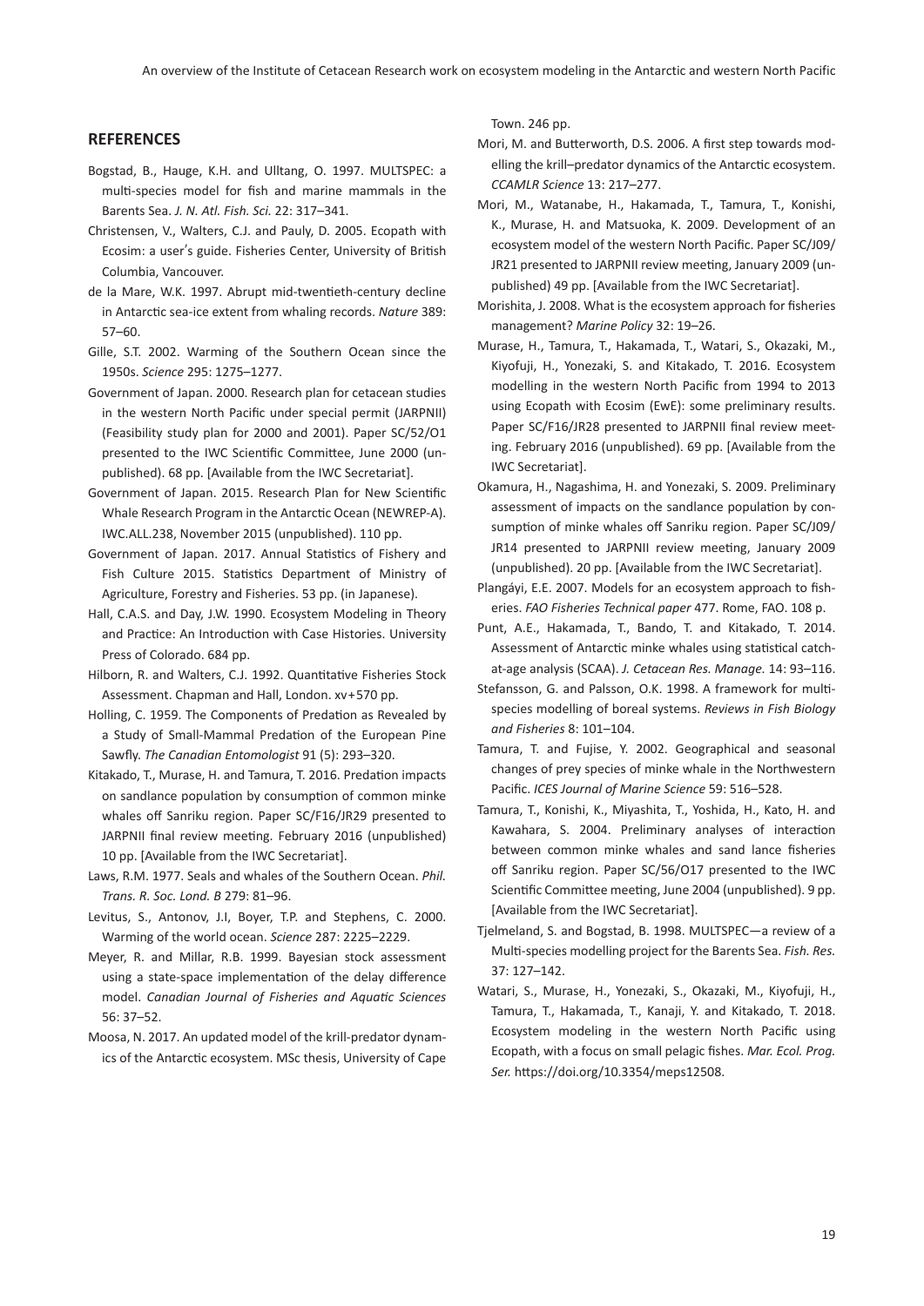## REFERENCES

Bogstad, B., Hauge, K.H. and Ulltang, O. 1997. MULTSPEC: a multi-species model for fish and marine mammals in the Barents Sea. *J. N. Atl. Fish. Sci.* 22: 317–341.

Christensen, V., Walters, C.J. and Pauly, D. 2005. Ecopath with Ecosim: a user's guide. Fisheries Center, University of British Columbia, Vancouver.

de la Mare, W.K. 1997. Abrupt mid-twentieth-century decline in Antarctic sea-ice extent from whaling records. *Nature* 389: 57–60.

Gille, S.T. 2002. Warming of the Southern Ocean since the 1950s. *Science* 295: 1275–1277.

Government of Japan. 2000. Research plan for cetacean studies in the western North Pacific under special permit (JARPNII) (Feasibility study plan for 2000 and 2001). Paper SC/52/O1 presented to the IWC Scientific Committee, June 2000 (unpublished). 68 pp. [Available from the IWC Secretariat].

Government of Japan. 2015. Research Plan for New Scientific Whale Research Program in the Antarctic Ocean (NEWREP-A). IWC.ALL.238, November 2015 (unpublished). 110 pp.

Government of Japan. 2017. Annual Statistics of Fishery and Fish Culture 2015. Statistics Department of Ministry of Agriculture, Forestry and Fisheries. 53 pp. (in Japanese).

Hall, C.A.S. and Day, J.W. 1990. Ecosystem Modeling in Theory and Practice: An Introduction with Case Histories. University Press of Colorado. 684 pp.

Hilborn, R. and Walters, C.J. 1992. Quantitative Fisheries Stock Assessment. Chapman and Hall, London. xv+570 pp.

Holling, C. 1959. The Components of Predation as Revealed by a Study of Small-Mammal Predation of the European Pine Sawfly. *The Canadian Entomologist* 91 (5): 293–320.

Kitakado, T., Murase, H. and Tamura, T. 2016. Predation impacts on sandlance population by consumption of common minke whales off Sanriku region. Paper SC/F16/JR29 presented to JARPNII final review meeting. February 2016 (unpublished) 10 pp. [Available from the IWC Secretariat].

Laws, R.M. 1977. Seals and whales of the Southern Ocean. *Phil. Trans. R. Soc. Lond. B* 279: 81–96.

Levitus, S., Antonov, J.I, Boyer, T.P. and Stephens, C. 2000. Warming of the world ocean. *Science* 287: 2225–2229.

Meyer, R. and Millar, R.B. 1999. Bayesian stock assessment using a state-space implementation of the delay difference model. *Canadian Journal of Fisheries and Aquatic Sciences* 56: 37–52.

Moosa, N. 2017. An updated model of the krill-predator dynamics of the Antarctic ecosystem. MSc thesis, University of Cape Town. 246 pp.

Mori, M. and Butterworth, D.S. 2006. A first step towards modelling the krill–predator dynamics of the Antarctic ecosystem. *CCAMLR Science* 13: 217–277.

Mori, M., Watanabe, H., Hakamada, T., Tamura, T., Konishi, K., Murase, H. and Matsuoka, K. 2009. Development of an ecosystem model of the western North Pacific. Paper SC/J09/JR21 presented to JARPNII review meeting, January 2009 (unpublished) 49 pp. [Available from the IWC Secretariat].

Morishita, J. 2008. What is the ecosystem approach for fisheries management? *Marine Policy* 32: 19–26.

Murase, H., Tamura, T., Hakamada, T., Watari, S., Okazaki, M., Kiyofuji, H., Yonezaki, S. and Kitakado, T. 2016. Ecosystem modelling in the western North Pacific from 1994 to 2013 using Ecopath with Ecosim (EwE): some preliminary results. Paper SC/F16/JR28 presented to JARPNII final review meeting. February 2016 (unpublished). 69 pp. [Available from the IWC Secretariat].

Okamura, H., Nagashima, H. and Yonezaki, S. 2009. Preliminary assessment of impacts on the sandlance population by consumption of minke whales off Sanriku region. Paper SC/J09/JR14 presented to JARPNII review meeting, January 2009 (unpublished). 20 pp. [Available from the IWC Secretariat].

Plangáyi, E.E. 2007. Models for an ecosystem approach to fisheries. *FAO Fisheries Technical paper* 477. Rome, FAO. 108 p.

Punt, A.E., Hakamada, T., Bando, T. and Kitakado, T. 2014. Assessment of Antarctic minke whales using statistical catch-at-age analysis (SCAA). *J. Cetacean Res. Manage.* 14: 93–116.

Stefansson, G. and Palsson, O.K. 1998. A framework for multispecies modelling of boreal systems. *Reviews in Fish Biology and Fisheries* 8: 101–104.

Tamura, T. and Fujise, Y. 2002. Geographical and seasonal changes of prey species of minke whale in the Northwestern Pacific. *ICES Journal of Marine Science* 59: 516–528.

Tamura, T., Konishi, K., Miyashita, T., Yoshida, H., Kato, H. and Kawahara, S. 2004. Preliminary analyses of interaction between common minke whales and sand lance fisheries off Sanriku region. Paper SC/56/O17 presented to the IWC Scientific Committee meeting, June 2004 (unpublished). 9 pp. [Available from the IWC Secretariat].

Tjelmeland, S. and Bogstad, B. 1998. MULTSPEC—a review of a Multi-species modelling project for the Barents Sea. *Fish. Res.* 37: 127–142.

Watari, S., Murase, H., Yonezaki, S., Okazaki, M., Kiyofuji, H., Tamura, T., Hakamada, T., Kanaji, Y. and Kitakado, T. 2018. Ecosystem modeling in the western North Pacific using Ecopath, with a focus on small pelagic fishes. *Mar. Ecol. Prog. Ser.* https://doi.org/10.3354/meps12508.